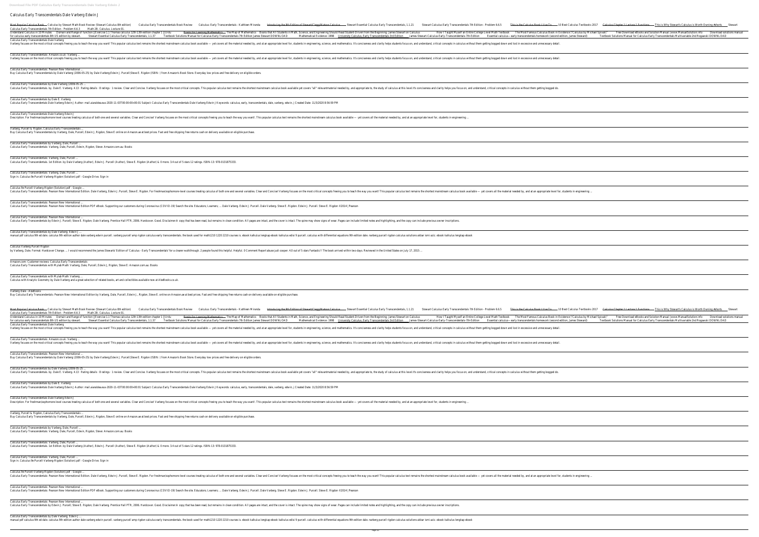# Calculus Early Transcendentals Dale Varberg Edwin J

Most Popular Calculus Book Calculus by Stewart Math Book Review (Stewart Calculus 8th edition) Calculus Early Transcendentals Book Review Calculus: Early Transcendentals - Kathleen Miranda Introducing the 9th Edition of Stewart/Clegg/Watson Calculus Stewart Essential Calculus Early Transcendentals, 1.1.21 Stewart Calculus Early Transcendentals 7th Edition - Problem 6.6.5 This is the Calculus Book I Use To... 10 Best Calculus Textbooks 2017 Calculus Chapter 1 Lecture 1 Functions This is Why Stewart's Calculus is Worth Owning #shorts Stewart Calculus Early Transcendentals 7th Edition - Problem 6.6.3 Math 2B. Calculus. Lecture 01.

Understand Calculus in 10 Minutes Domain and Range of function || Exercise 1.1 Thomas calculus 12th 13th edition chapter 1 || Urdu Books for Learning Mathematics The Map of Mathematics Books that All Students in Math, Science, and Engineering Should Read Student-Driven from the Beginning: James Stewart on Calculus How I Taught Myself an Entire College Level Math Textbook The Most Famous Calculus Book in Existence \"Calculus by Michael Spivak\" Free Download eBooks and Solution Manual | www.ManualSolution.info Download solutions manual for calculus early transcendentals 8th US edition by stewart. Stewart Essential Calculus Early Transcendentals, 1.1.37 Textbook Solutions Manual for Calculus Early Transcendentals 7th Edition James Stewart DOWNLOAD Mathematical Evidence: 1998 University Calculus, Early Transcendentals 3rd Edition James-Stewart-Calculus-Early-Transcendentals-7th-Edition Essential calculus—early transcendentals homework (second edition, James Steward) Textbook Solutions Manual for Calculus Early Transcendentals Multivariable 2nd Rogawski DOWNLOAD

Calculus Early Transcendentals Dale Varberg
Varberg focuses on the most critical concepts freeing you to teach the way you want! This popular calculus text remains the shortest mainstream calculus book available — yet covers all the material needed by, and at an appropriate level for, students in engineering, science, and mathematics. It's conciseness and clarity helps students focus on, and understand, critical concepts in calculus without them getting bogged down and lost in excessive and unnecessary detail.

Calculus Early Transcendentals: Amazon.co.uk: Varberg ...
Varberg focuses on the most critical concepts freeing you to teach the way you want! This popular calculus text remains the shortest mainstream calculus book available — yet covers all the material needed by, and at an appropriate level for, students in engineering, science, and mathematics. It's conciseness and clarity helps students focus on, and understand, critical concepts in calculus without them getting bogged down and lost in excessive and unnecessary detail.

Calculus Early Transcendentals: Pearson New International ...
Buy Calculus Early Transcendentals by Dale Varberg (2006-05-25) by Dale Varberg;Edwin J. Purcell;Steve E. Rigdon (ISBN: ) from Amazon's Book Store. Everyday low prices and free delivery on eligible orders.

Calculus Early Transcendentals by Dale Varberg (2006-05-25 ...
Calculus Early Transcendentals. by. Dale E. Varberg. 4.13 · Rating details · 8 ratings · 1 review. Clear and Concise. Varberg focuses on the most critical concepts. This popular calculus text remains the shortest mainstream calculus book available yet covers "all" relevantmaterial needed by, and appropriate to, the study of calculus at this level.It's conciseness and clarity helps you focus on, and understand, critical concepts in calculus without them getting bogged do.

Calculus Early Transcendentals by Dale E. Varberg
Calculus Early Transcendentals Dale Varberg Edwin J Author: mail.aiaraldea.eus-2020-11-03T00:00:00+00:01 Subject: Calculus Early Transcendentals Dale Varberg Edwin J Keywords: calculus, early, transcendentals, dale, varberg, edwin, j Created Date: 11/3/2020 8:56:59 PM

Calculus Early Transcendentals Dale Varberg Edwin J
Description. For freshman/sophomore-level courses treating calculus of both one and several variables. Clear and Concise! Varberg focuses on the most critical concepts freeing you to teach the way you want!. This popular calculus text remains the shortest mainstream calculus book available — yet covers all the material needed by, and at an appropriate level for, students in engineering ...

Varberg, Purcell & Rigdon, Calculus Early Transcendentals ...
Buy Calculus Early Transcendentals by Varberg, Dale, Purcell, Edwin J, Rigdon, Steve E online on Amazon.ae at best prices. Fast and free shipping free returns cash on delivery available on eligible purchase.

Calculus Early Transcendentals by Varberg, Dale, Purcell ...
Calculus Early Transcendentals: Varberg, Dale, Purcell, Edwin, Rigdon, Steve: Amazon.com.au: Books

Calculus Early Transcendentals: Varberg, Dale, Purcell ...
Calculus Early Transcendentals. 1st Edition. by Dale Varberg (Author), Edwin J. Purcell (Author), Steve E. Rigdon (Author) & 0 more. 3.4 out of 5 stars 12 ratings. ISBN-13: 978-0131875333.

Calculus Early Transcendentals: Varberg, Dale, Purcell ...
Sign in. Calculus 9e Purcell-Varberg-Rigdon (Solution).pdf - Google Drive. Sign in

Calculus 9e Purcell-Varberg-Rigdon (Solution).pdf - Google ...
Calculus Early Transcendentals: Pearson New International Edition. Dale Varberg, Edwin J. Purcell, Steve E. Rigdon. For freshman/sophomore-level courses treating calculus of both one and several variables. Clear and Concise! Varberg focuses on the most critical concepts freeing you to teach the way you want! This popular calculus text remains the shortest mainstream calculus book available — yet covers all the material needed by, and at an appropriate level for, students in engineering ...

Calculus Early Transcendentals: Pearson New International ...
Calculus Early Transcendentals: Pearson New International Edition PDF eBook. Supporting our customers during Coronavirus (COVID-19) Search the site. Educators; Learners; ... Dale Varberg. Edwin J. Purcell. Dale Varberg. Steve E. Rigdon. Edwin J. Purcell. Steve E. Rigdon ©2014 | Pearson

Calculus Early Transcendentals: Pearson New International ...
Calculus Early Transcendentals by Edwin J. Purcell; Steve E. Rigdon; Dale Varberg. Prentice Hall PTR, 2006. Hardcover. Good. Disclaimer:A copy that has been read, but remains in clean condition. All pages are intact, and the cover is intact. The spine may show signs of wear. Pages can include limited notes and highlighting, and the copy can include previous owner inscriptions.

Calculus Early Transcendentals by Dale Varberg; Edwin J ...
manual pdf calculus 9th ed dale. calculus 9th edition author dale varberg edwin purcell. varberg purcell amp rigdon calculus early transcendentals. the book used for math1210 1220 2210 courses is. ebook kalkulus lengkap ebook kalkulus edisi 9 purcell. calculus with differential equations 9th edition dale. varberg purcell rigdon calculus solutions akbar ismi aziz. ebook kalkulus lengkap ebook

Calculus Varberg Purcell Rigdon
by Varberg, Dale. Format: Hardcover Change. ... I would recommend the James Stewarts' Edition of 'Calculus - Early Transcendentals' for a clearer walkthrough. 2 people found this helpful. Helpful. 0 Comment Report abuse judi cooper. 4.0 out of 5 stars Fantastic!! The book arrived within two days. Reviewed in the United States on July 17, 2015 ...

Amazon.com: Customer reviews: Calculus Early Transcendentals
Calculus Early Transcendentals with Mylab Math: Varberg, Dale, Purcell, Edwin J., Rigdon, Steve E: Amazon.com.au: Books

Calculus Early Transcendentals with Mylab Math: Varberg ...
Calculus with Analytic Geometry by Dale Varberg and a great selection of related books, art and collectibles available now at AbeBooks.co.uk.

Varberg Dale - AbeBooks
Buy Calculus Early Transcendentals: Pearson New International Edition by Varberg, Dale, Purcell, Edwin J., Rigdon, Steve E. online on Amazon.ae at best prices. Fast and free shipping free returns cash on delivery available on eligible purchase.

Most Popular Calculus Book Calculus by Stewart Math Book Review (Stewart Calculus 8th edition) Calculus Early Transcendentals Book Review Calculus: Early Transcendentals - Kathleen Miranda Introducing the 9th Edition of Stewart/Clegg/Watson Calculus Stewart Essential Calculus Early Transcendentals, 1.1.21 Stewart Calculus Early Transcendentals 7th Edition - Problem 6.6.5 This is the Calculus Book I Use To... 10 Best Calculus Textbooks 2017 Calculus Chapter 1 Lecture 1 Functions This is Why Stewart's Calculus is Worth Owning #shorts Stewart Calculus Early Transcendentals 7th Edition - Problem 6.6.3 Math 2B. Calculus. Lecture 01.

Understand Calculus in 10 Minutes Domain and Range of function || Exercise 1.1 Thomas calculus 12th 13th edition chapter 1 || Urdu Books for Learning Mathematics The Map of Mathematics Books that All Students in Math, Science, and Engineering Should Read Student-Driven from the Beginning: James Stewart on Calculus How I Taught Myself an Entire College Level Math Textbook The Most Famous Calculus Book in Existence \"Calculus by Michael Spivak\" Free Download eBooks and Solution Manual | www.ManualSolution.info Download solutions manual for calculus early transcendentals 8th US edition by stewart. Stewart Essential Calculus Early Transcendentals, 1.1.37 Textbook Solutions Manual for Calculus Early Transcendentals 7th Edition James Stewart DOWNLOAD Mathematical Evidence: 1998 University Calculus, Early Transcendentals 3rd Edition James-Stewart-Calculus-Early-Transcendentals-7th-Edition Essential calculus—early transcendentals homework (second edition, James Steward) Textbook Solutions Manual for Calculus Early Transcendentals Multivariable 2nd Rogawski DOWNLOAD

Calculus Early Transcendentals Dale Varberg
Varberg focuses on the most critical concepts freeing you to teach the way you want! This popular calculus text remains the shortest mainstream calculus book available — yet covers all the material needed by, and at an appropriate level for, students in engineering, science, and mathematics. It's conciseness and clarity helps students focus on, and understand, critical concepts in calculus without them getting bogged down and lost in excessive and unnecessary detail.

Calculus Early Transcendentals: Amazon.co.uk: Varberg ...
Varberg focuses on the most critical concepts freeing you to teach the way you want! This popular calculus text remains the shortest mainstream calculus book available — yet covers all the material needed by, and at an appropriate level for, students in engineering, science, and mathematics. It's conciseness and clarity helps students focus on, and understand, critical concepts in calculus without them getting bogged down and lost in excessive and unnecessary detail.

Calculus Early Transcendentals: Pearson New International ...
Buy Calculus Early Transcendentals by Dale Varberg (2006-05-25) by Dale Varberg;Edwin J. Purcell;Steve E. Rigdon (ISBN: ) from Amazon's Book Store. Everyday low prices and free delivery on eligible orders.

Calculus Early Transcendentals by Dale Varberg (2006-05-25 ...
Calculus Early Transcendentals. by. Dale E. Varberg. 4.13 · Rating details · 8 ratings · 1 review. Clear and Concise. Varberg focuses on the most critical concepts. This popular calculus text remains the shortest mainstream calculus book available yet covers "all" relevantmaterial needed by, and appropriate to, the study of calculus at this level.It's conciseness and clarity helps you focus on, and understand, critical concepts in calculus without them getting bogged do.

Calculus Early Transcendentals by Dale E. Varberg
Calculus Early Transcendentals Dale Varberg Edwin J Author: mail.aiaraldea.eus-2020-11-03T00:00:00+00:01 Subject: Calculus Early Transcendentals Dale Varberg Edwin J Keywords: calculus, early, transcendentals, dale, varberg, edwin, j Created Date: 11/3/2020 8:56:59 PM

Calculus Early Transcendentals Dale Varberg Edwin J
Description. For freshman/sophomore-level courses treating calculus of both one and several variables. Clear and Concise! Varberg focuses on the most critical concepts freeing you to teach the way you want!. This popular calculus text remains the shortest mainstream calculus book available — yet covers all the material needed by, and at an appropriate level for, students in engineering ...

Varberg, Purcell & Rigdon, Calculus Early Transcendentals ...
Buy Calculus Early Transcendentals by Varberg, Dale, Purcell, Edwin J, Rigdon, Steve E online on Amazon.ae at best prices. Fast and free shipping free returns cash on delivery available on eligible purchase.

Calculus Early Transcendentals by Varberg, Dale, Purcell ...
Calculus Early Transcendentals: Varberg, Dale, Purcell, Edwin, Rigdon, Steve: Amazon.com.au: Books

Calculus Early Transcendentals: Varberg, Dale, Purcell ...
Calculus Early Transcendentals. 1st Edition. by Dale Varberg (Author), Edwin J. Purcell (Author), Steve E. Rigdon (Author) & 0 more. 3.4 out of 5 stars 12 ratings. ISBN-13: 978-0131875333.

Calculus Early Transcendentals: Varberg, Dale, Purcell ...
Sign in. Calculus 9e Purcell-Varberg-Rigdon (Solution).pdf - Google Drive. Sign in

Calculus 9e Purcell-Varberg-Rigdon (Solution).pdf - Google ...
Calculus Early Transcendentals: Pearson New International Edition. Dale Varberg, Edwin J. Purcell, Steve E. Rigdon. For freshman/sophomore-level courses treating calculus of both one and several variables. Clear and Concise! Varberg focuses on the most critical concepts freeing you to teach the way you want! This popular calculus text remains the shortest mainstream calculus book available — yet covers all the material needed by, and at an appropriate level for, students in engineering ...

Calculus Early Transcendentals: Pearson New International ...
Calculus Early Transcendentals: Pearson New International Edition PDF eBook. Supporting our customers during Coronavirus (COVID-19) Search the site. Educators; Learners; ... Dale Varberg. Edwin J. Purcell. Dale Varberg. Steve E. Rigdon. Edwin J. Purcell. Steve E. Rigdon ©2014 | Pearson

Calculus Early Transcendentals: Pearson New International ...
Calculus Early Transcendentals by Edwin J. Purcell; Steve E. Rigdon; Dale Varberg. Prentice Hall PTR, 2006. Hardcover. Good. Disclaimer:A copy that has been read, but remains in clean condition. All pages are intact, and the cover is intact. The spine may show signs of wear. Pages can include limited notes and highlighting, and the copy can include previous owner inscriptions.

Calculus Early Transcendentals by Dale Varberg; Edwin J ...
manual pdf calculus 9th ed dale. calculus 9th edition author dale varberg edwin purcell. varberg purcell amp rigdon calculus early transcendentals. the book used for math1210 1220 2210 courses is. ebook kalkulus lengkap ebook kalkulus edisi 9 purcell. calculus with differential equations 9th edition dale. varberg purcell rigdon calculus solutions akbar ismi aziz. ebook kalkulus lengkap ebook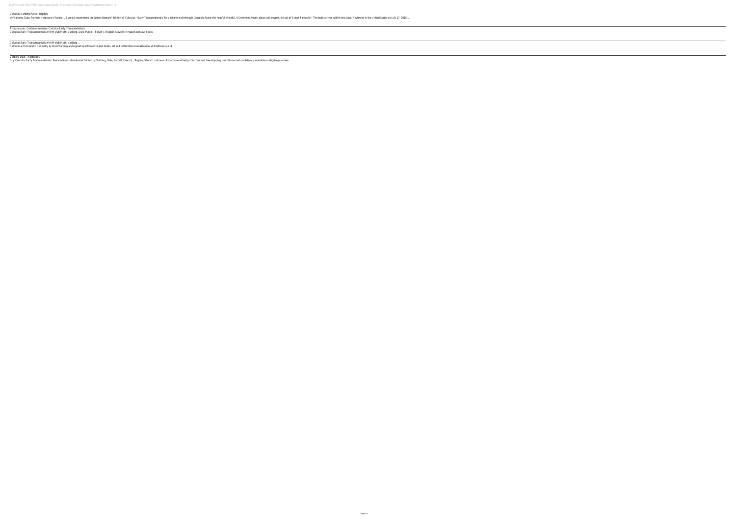Calculus Varberg Purcell Rigdon
by Varberg, Dale. Format: Hardcover Change. ... I would recommend the James Stewarts' Edition of 'Calculus - Early Transcendentals' for a clearer walkthrough. 2 people found this helpful. Helpful. 0 Comment Report abuse judi cooper. 4.0 out of 5 stars Fantastic!! The book arrived within two days. Reviewed in the United States on July 17, 2015 ...

Amazon.com: Customer reviews: Calculus Early Transcendentals
Calculus Early Transcendentals with Mylab Math: Varberg, Dale, Purcell, Edwin J, Rigdon, Steve E: Amazon.com.au: Books

Calculus Early Transcendentals with Mylab Math: Varberg ...
Calculus with Analytic Geometry by Dale Varberg and a great selection of related books, art and collectibles available now at AbeBooks.co.uk.

Varberg Dale - AbeBooks
Buy Calculus Early Transcendentals: Pearson New International Edition by Varberg, Dale, Purcell, Edwin J., Rigdon, Steve E. online on Amazon.ae at best prices. Fast and free shipping free returns cash on delivery available on eligible purchase.